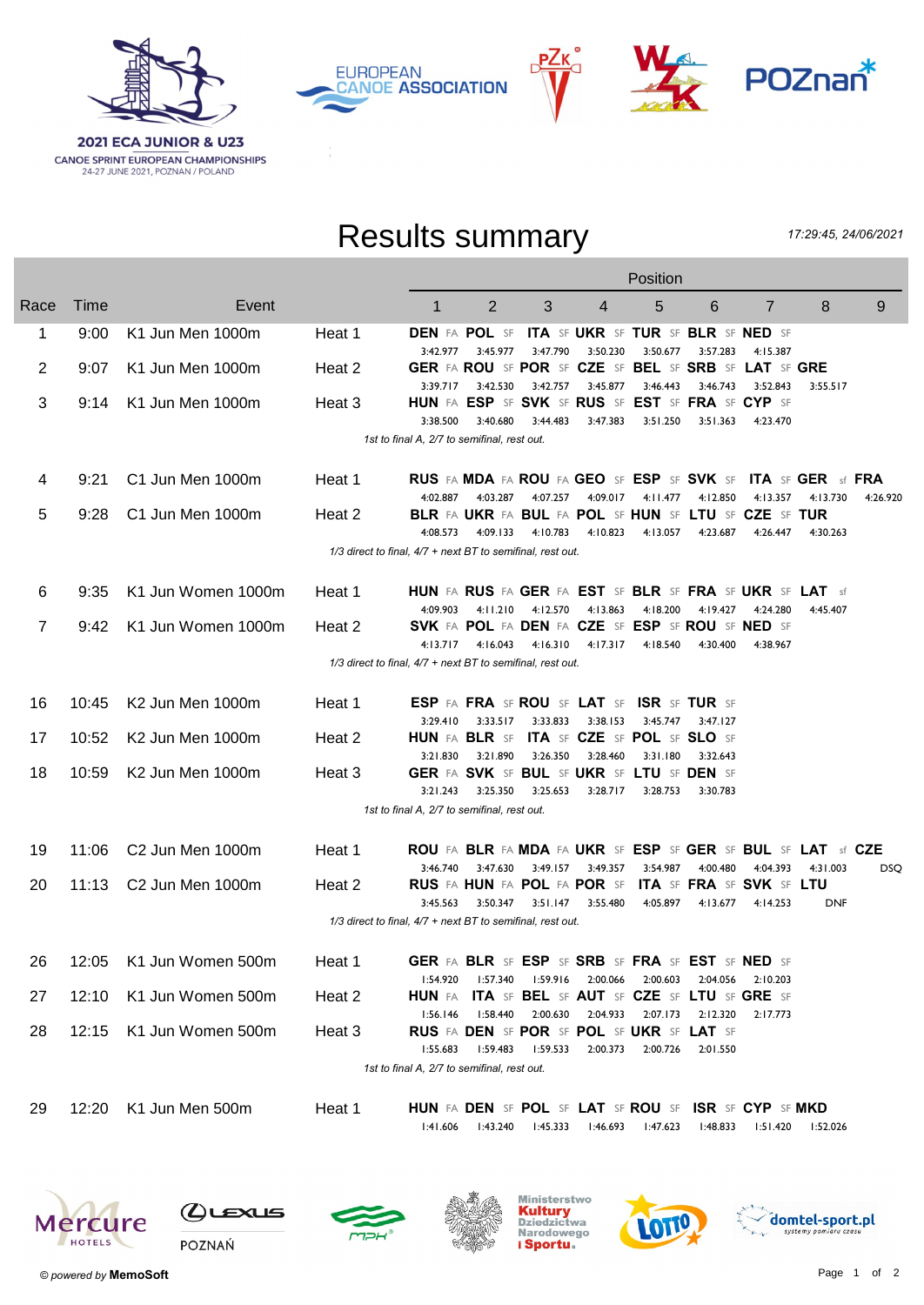2021 ECA JUNIOR & U23
CANOE SPRINT EUROPEAN CHAMPIONSHIPS
24-27 JUNE 2021, POZNAN / POLAND

# Results summary

*17:29:45, 24/06/2021*

| Race | Time | Event | | 1 | 2 | 3 | 4 | 5 | 6 | 7 | 8 | 9 |
|---|---|---|---|---|---|---|---|---|---|---|---|---|
| 1 | 9:00 | K1 Jun Men 1000m | Heat 1 | **DEN** FA | **POL** SF | **ITA** SF | **UKR** SF | **TUR** SF | **BLR** SF | **NED** SF | | |
| | | | | 3:42.977 | 3:45.977 | 3:47.790 | 3:50.230 | 3:50.677 | 3:57.283 | 4:15.387 | | |
| 2 | 9:07 | K1 Jun Men 1000m | Heat 2 | **GER** FA | **ROU** SF | **POR** SF | **CZE** SF | **BEL** SF | **SRB** SF | **LAT** SF | **GRE** | |
| | | | | 3:39.717 | 3:42.530 | 3:42.757 | 3:45.877 | 3:46.443 | 3:46.743 | 3:52.843 | 3:55.517 | |
| 3 | 9:14 | K1 Jun Men 1000m | Heat 3 | **HUN** FA | **ESP** SF | **SVK** SF | **RUS** SF | **EST** SF | **FRA** SF | **CYP** SF | | |
| | | | | 3:38.500 | 3:40.680 | 3:44.483 | 3:47.383 | 3:51.250 | 3:51.363 | 4:23.470 | | |
| | | | | *1st to final A, 2/7 to semifinal, rest out.* | | | | | | | | |
| 4 | 9:21 | C1 Jun Men 1000m | Heat 1 | **RUS** FA | **MDA** FA | **ROU** FA | **GEO** SF | **ESP** SF | **SVK** SF | **ITA** SF | **GER** sf | **FRA** |
| | | | | 4:02.887 | 4:03.287 | 4:07.257 | 4:09.017 | 4:11.477 | 4:12.850 | 4:13.357 | 4:13.730 | 4:26.920 |
| 5 | 9:28 | C1 Jun Men 1000m | Heat 2 | **BLR** FA | **UKR** FA | **BUL** FA | **POL** SF | **HUN** SF | **LTU** SF | **CZE** SF | **TUR** | |
| | | | | 4:08.573 | 4:09.133 | 4:10.783 | 4:10.823 | 4:13.057 | 4:23.687 | 4:26.447 | 4:30.263 | |
| | | | | *1/3 direct to final, 4/7 + next BT to semifinal, rest out.* | | | | | | | | |
| 6 | 9:35 | K1 Jun Women 1000m | Heat 1 | **HUN** FA | **RUS** FA | **GER** FA | **EST** SF | **BLR** SF | **FRA** SF | **UKR** SF | **LAT** sf | |
| | | | | 4:09.903 | 4:11.210 | 4:12.570 | 4:13.863 | 4:18.200 | 4:19.427 | 4:24.280 | 4:45.407 | |
| 7 | 9:42 | K1 Jun Women 1000m | Heat 2 | **SVK** FA | **POL** FA | **DEN** FA | **CZE** SF | **ESP** SF | **ROU** SF | **NED** SF | | |
| | | | | 4:13.717 | 4:16.043 | 4:16.310 | 4:17.317 | 4:18.540 | 4:30.400 | 4:38.967 | | |
| | | | | *1/3 direct to final, 4/7 + next BT to semifinal, rest out.* | | | | | | | | |
| 16 | 10:45 | K2 Jun Men 1000m | Heat 1 | **ESP** FA | **FRA** SF | **ROU** SF | **LAT** SF | **ISR** SF | **TUR** SF | | | |
| | | | | 3:29.410 | 3:33.517 | 3:33.833 | 3:38.153 | 3:45.747 | 3:47.127 | | | |
| 17 | 10:52 | K2 Jun Men 1000m | Heat 2 | **HUN** FA | **BLR** SF | **ITA** SF | **CZE** SF | **POL** SF | **SLO** SF | | | |
| | | | | 3:21.830 | 3:21.890 | 3:26.350 | 3:28.460 | 3:31.180 | 3:32.643 | | | |
| 18 | 10:59 | K2 Jun Men 1000m | Heat 3 | **GER** FA | **SVK** SF | **BUL** SF | **UKR** SF | **LTU** SF | **DEN** SF | | | |
| | | | | 3:21.243 | 3:25.350 | 3:25.653 | 3:28.717 | 3:28.753 | 3:30.783 | | | |
| | | | | *1st to final A, 2/7 to semifinal, rest out.* | | | | | | | | |
| 19 | 11:06 | C2 Jun Men 1000m | Heat 1 | **ROU** FA | **BLR** FA | **MDA** FA | **UKR** SF | **ESP** SF | **GER** SF | **BUL** SF | **LAT** sf | **CZE** |
| | | | | 3:46.740 | 3:47.630 | 3:49.157 | 3:49.357 | 3:54.987 | 4:00.480 | 4:04.393 | 4:31.003 | DSQ |
| 20 | 11:13 | C2 Jun Men 1000m | Heat 2 | **RUS** FA | **HUN** FA | **POL** FA | **POR** SF | **ITA** SF | **FRA** SF | **SVK** SF | **LTU** | |
| | | | | 3:45.563 | 3:50.347 | 3:51.147 | 3:55.480 | 4:05.897 | 4:13.677 | 4:14.253 | DNF | |
| | | | | *1/3 direct to final, 4/7 + next BT to semifinal, rest out.* | | | | | | | | |
| 26 | 12:05 | K1 Jun Women 500m | Heat 1 | **GER** FA | **BLR** SF | **ESP** SF | **SRB** SF | **FRA** SF | **EST** SF | **NED** SF | | |
| | | | | 1:54.920 | 1:57.340 | 1:59.916 | 2:00.066 | 2:00.603 | 2:04.056 | 2:10.203 | | |
| 27 | 12:10 | K1 Jun Women 500m | Heat 2 | **HUN** FA | **ITA** SF | **BEL** SF | **AUT** SF | **CZE** SF | **LTU** SF | **GRE** SF | | |
| | | | | 1:56.146 | 1:58.440 | 2:00.630 | 2:04.933 | 2:07.173 | 2:12.320 | 2:17.773 | | |
| 28 | 12:15 | K1 Jun Women 500m | Heat 3 | **RUS** FA | **DEN** SF | **POR** SF | **POL** SF | **UKR** SF | **LAT** SF | | | |
| | | | | 1:55.683 | 1:59.483 | 1:59.533 | 2:00.373 | 2:00.726 | 2:01.550 | | | |
| | | | | *1st to final A, 2/7 to semifinal, rest out.* | | | | | | | | |
| 29 | 12:20 | K1 Jun Men 500m | Heat 1 | **HUN** FA | **DEN** SF | **POL** SF | **LAT** SF | **ROU** SF | **ISR** SF | **CYP** SF | **MKD** | |
| | | | | 1:41.606 | 1:43.240 | 1:45.333 | 1:46.693 | 1:47.623 | 1:48.833 | 1:51.420 | 1:52.026 | |

© powered by **MemoSoft**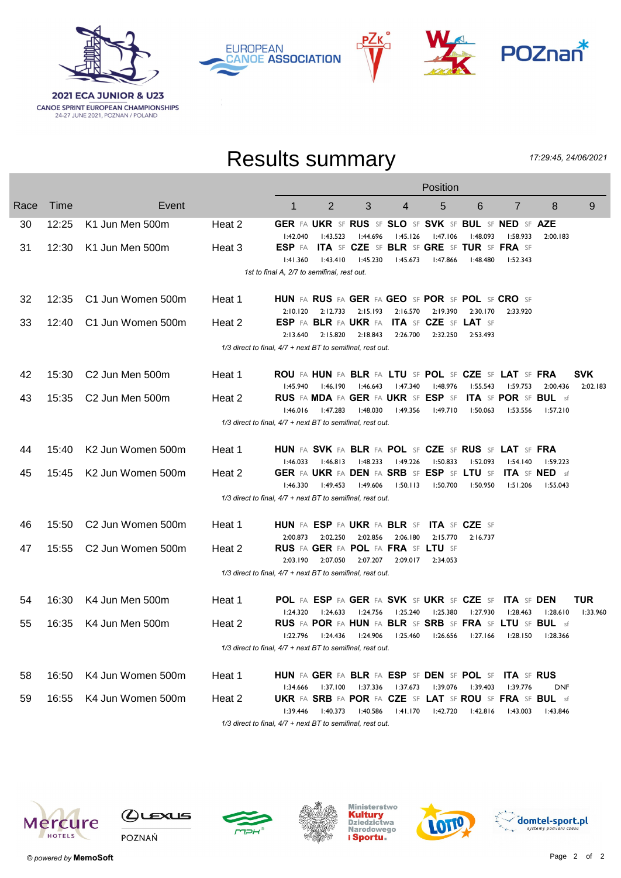2021 ECA JUNIOR & U23
CANOE SPRINT EUROPEAN CHAMPIONSHIPS
24-27 JUNE 2021, POZNAN / POLAND

# Results summary

*17:29:45, 24/06/2021*

| Race | Time | Event | | 1 | 2 | 3 | 4 | 5 | 6 | 7 | 8 | 9 |
|---|---|---|---|---|---|---|---|---|---|---|---|---|
| 30 | 12:25 | K1 Jun Men 500m | Heat 2 | GER FA | UKR SF | RUS SF | SLO SF | SVK SF | BUL SF | NED SF | AZE | |
| | | | | 1:42.040 | 1:43.523 | 1:44.696 | 1:45.126 | 1:47.106 | 1:48.093 | 1:58.933 | 2:00.183 | |
| 31 | 12:30 | K1 Jun Men 500m | Heat 3 | ESP FA | ITA SF | CZE SF | BLR SF | GRE SF | TUR SF | FRA SF | | |
| | | | | 1:41.360 | 1:43.410 | 1:45.230 | 1:45.673 | 1:47.866 | 1:48.480 | 1:52.343 | | |
| | | | *1st to final A, 2/7 to semifinal, rest out.* | | | | | | | | | |
| 32 | 12:35 | C1 Jun Women 500m | Heat 1 | HUN FA | RUS FA | GER FA | GEO SF | POR SF | POL SF | CRO SF | | |
| | | | | 2:10.120 | 2:12.733 | 2:15.193 | 2:16.570 | 2:19.390 | 2:30.170 | 2:33.920 | | |
| 33 | 12:40 | C1 Jun Women 500m | Heat 2 | ESP FA | BLR FA | UKR FA | ITA SF | CZE SF | LAT SF | | | |
| | | | | 2:13.640 | 2:15.820 | 2:18.843 | 2:26.700 | 2:32.250 | 2:53.493 | | | |
| | | | *1/3 direct to final, 4/7 + next BT to semifinal, rest out.* | | | | | | | | | |
| 42 | 15:30 | C2 Jun Men 500m | Heat 1 | ROU FA | HUN FA | BLR FA | LTU SF | POL SF | CZE SF | LAT SF | FRA | SVK |
| | | | | 1:45.940 | 1:46.190 | 1:46.643 | 1:47.340 | 1:48.976 | 1:55.543 | 1:59.753 | 2:00.436 | 2:02.183 |
| 43 | 15:35 | C2 Jun Men 500m | Heat 2 | RUS FA | MDA FA | GER FA | UKR SF | ESP SF | ITA SF | POR SF | BUL sf | |
| | | | | 1:46.016 | 1:47.283 | 1:48.030 | 1:49.356 | 1:49.710 | 1:50.063 | 1:53.556 | 1:57.210 | |
| | | | *1/3 direct to final, 4/7 + next BT to semifinal, rest out.* | | | | | | | | | |
| 44 | 15:40 | K2 Jun Women 500m | Heat 1 | HUN FA | SVK FA | BLR FA | POL SF | CZE SF | RUS SF | LAT SF | FRA | |
| | | | | 1:46.033 | 1:46.813 | 1:48.233 | 1:49.226 | 1:50.833 | 1:52.093 | 1:54.140 | 1:59.223 | |
| 45 | 15:45 | K2 Jun Women 500m | Heat 2 | GER FA | UKR FA | DEN FA | SRB SF | ESP SF | LTU SF | ITA SF | NED sf | |
| | | | | 1:46.330 | 1:49.453 | 1:49.606 | 1:50.113 | 1:50.700 | 1:50.950 | 1:51.206 | 1:55.043 | |
| | | | *1/3 direct to final, 4/7 + next BT to semifinal, rest out.* | | | | | | | | | |
| 46 | 15:50 | C2 Jun Women 500m | Heat 1 | HUN FA | ESP FA | UKR FA | BLR SF | ITA SF | CZE SF | | | |
| | | | | 2:00.873 | 2:02.250 | 2:02.856 | 2:06.180 | 2:15.770 | 2:16.737 | | | |
| 47 | 15:55 | C2 Jun Women 500m | Heat 2 | RUS FA | GER FA | POL FA | FRA SF | LTU SF | | | | |
| | | | | 2:03.190 | 2:07.050 | 2:07.207 | 2:09.017 | 2:34.053 | | | | |
| | | | *1/3 direct to final, 4/7 + next BT to semifinal, rest out.* | | | | | | | | | |
| 54 | 16:30 | K4 Jun Men 500m | Heat 1 | POL FA | ESP FA | GER FA | SVK SF | UKR SF | CZE SF | ITA SF | DEN | TUR |
| | | | | 1:24.320 | 1:24.633 | 1:24.756 | 1:25.240 | 1:25.380 | 1:27.930 | 1:28.463 | 1:28.610 | 1:33.960 |
| 55 | 16:35 | K4 Jun Men 500m | Heat 2 | RUS FA | POR FA | HUN FA | BLR SF | SRB SF | FRA SF | LTU SF | BUL sf | |
| | | | | 1:22.796 | 1:24.436 | 1:24.906 | 1:25.460 | 1:26.656 | 1:27.166 | 1:28.150 | 1:28.366 | |
| | | | *1/3 direct to final, 4/7 + next BT to semifinal, rest out.* | | | | | | | | | |
| 58 | 16:50 | K4 Jun Women 500m | Heat 1 | HUN FA | GER FA | BLR FA | ESP SF | DEN SF | POL SF | ITA SF | RUS | |
| | | | | 1:34.666 | 1:37.100 | 1:37.336 | 1:37.673 | 1:39.076 | 1:39.403 | 1:39.776 | DNF | |
| 59 | 16:55 | K4 Jun Women 500m | Heat 2 | UKR FA | SRB FA | POR FA | CZE SF | LAT SF | ROU SF | FRA SF | BUL sf | |
| | | | | 1:39.446 | 1:40.373 | 1:40.586 | 1:41.170 | 1:42.720 | 1:42.816 | 1:43.003 | 1:43.846 | |
| | | | *1/3 direct to final, 4/7 + next BT to semifinal, rest out.* | | | | | | | | | |

© powered by **MemoSoft**